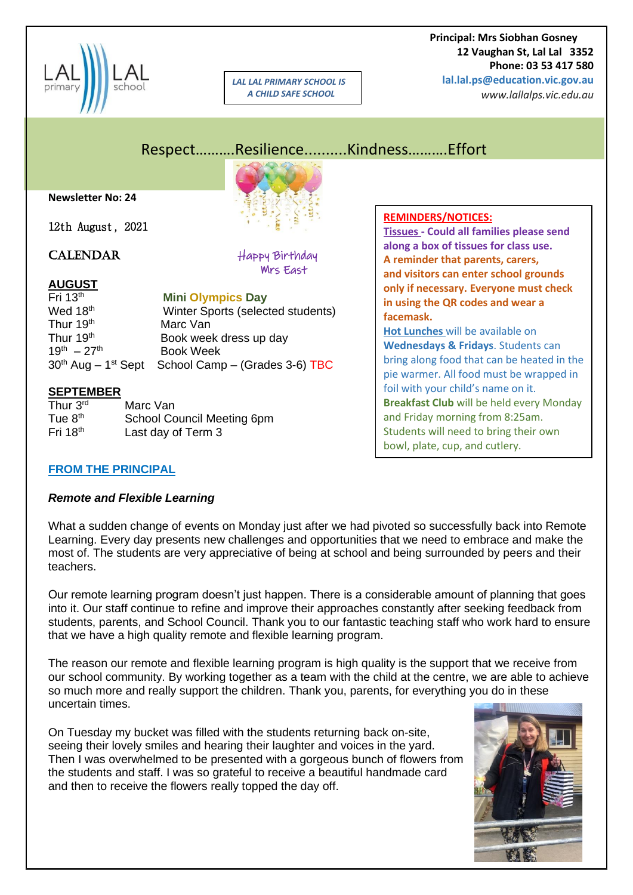LAL LAL primary school

*LAL LAL PRIMARY SCHOOL IS A CHILD SAFE SCHOOL*

**Principal: Mrs Siobhan Gosney**
**12 Vaughan St, Lal Lal 3352**
**Phone: 03 53 417 580**
**lal.lal.ps@education.vic.gov.au**
*www.lallalps.vic.edu.au*

## Respect……….Resilience……….Kindness……….Effort

**Newsletter No: 24**

12th August, 2021

Happy Birthday Mrs East

## CALENDAR

**AUGUST**

| | |
|---|---|
| Fri 13th | **Mini Olympics Day** |
| Wed 18th | Winter Sports (selected students) |
| Thur 19th | Marc Van |
| Thur 19th | Book week dress up day |
| 19th – 27th | Book Week |
| 30th Aug – 1st Sept | School Camp – (Grades 3-6) TBC |

**SEPTEMBER**

| | |
|---|---|
| Thur 3rd | Marc Van |
| Tue 8th | School Council Meeting 6pm |
| Fri 18th | Last day of Term 3 |

**REMINDERS/NOTICES:**

**Tissues - Could all families please send along a box of tissues for class use.**

**A reminder that parents, carers, and visitors can enter school grounds only if necessary. Everyone must check in using the QR codes and wear a facemask.**

**Hot Lunches** will be available on **Wednesdays & Fridays**. Students can bring along food that can be heated in the pie warmer. All food must be wrapped in foil with your child's name on it.

**Breakfast Club** will be held every Monday and Friday morning from 8:25am. Students will need to bring their own bowl, plate, cup, and cutlery.

## FROM THE PRINCIPAL

***Remote and Flexible Learning***

What a sudden change of events on Monday just after we had pivoted so successfully back into Remote Learning. Every day presents new challenges and opportunities that we need to embrace and make the most of. The students are very appreciative of being at school and being surrounded by peers and their teachers.

Our remote learning program doesn't just happen. There is a considerable amount of planning that goes into it. Our staff continue to refine and improve their approaches constantly after seeking feedback from students, parents, and School Council. Thank you to our fantastic teaching staff who work hard to ensure that we have a high quality remote and flexible learning program.

The reason our remote and flexible learning program is high quality is the support that we receive from our school community. By working together as a team with the child at the centre, we are able to achieve so much more and really support the children. Thank you, parents, for everything you do in these uncertain times.

On Tuesday my bucket was filled with the students returning back on-site, seeing their lovely smiles and hearing their laughter and voices in the yard. Then I was overwhelmed to be presented with a gorgeous bunch of flowers from the students and staff. I was so grateful to receive a beautiful handmade card and then to receive the flowers really topped the day off.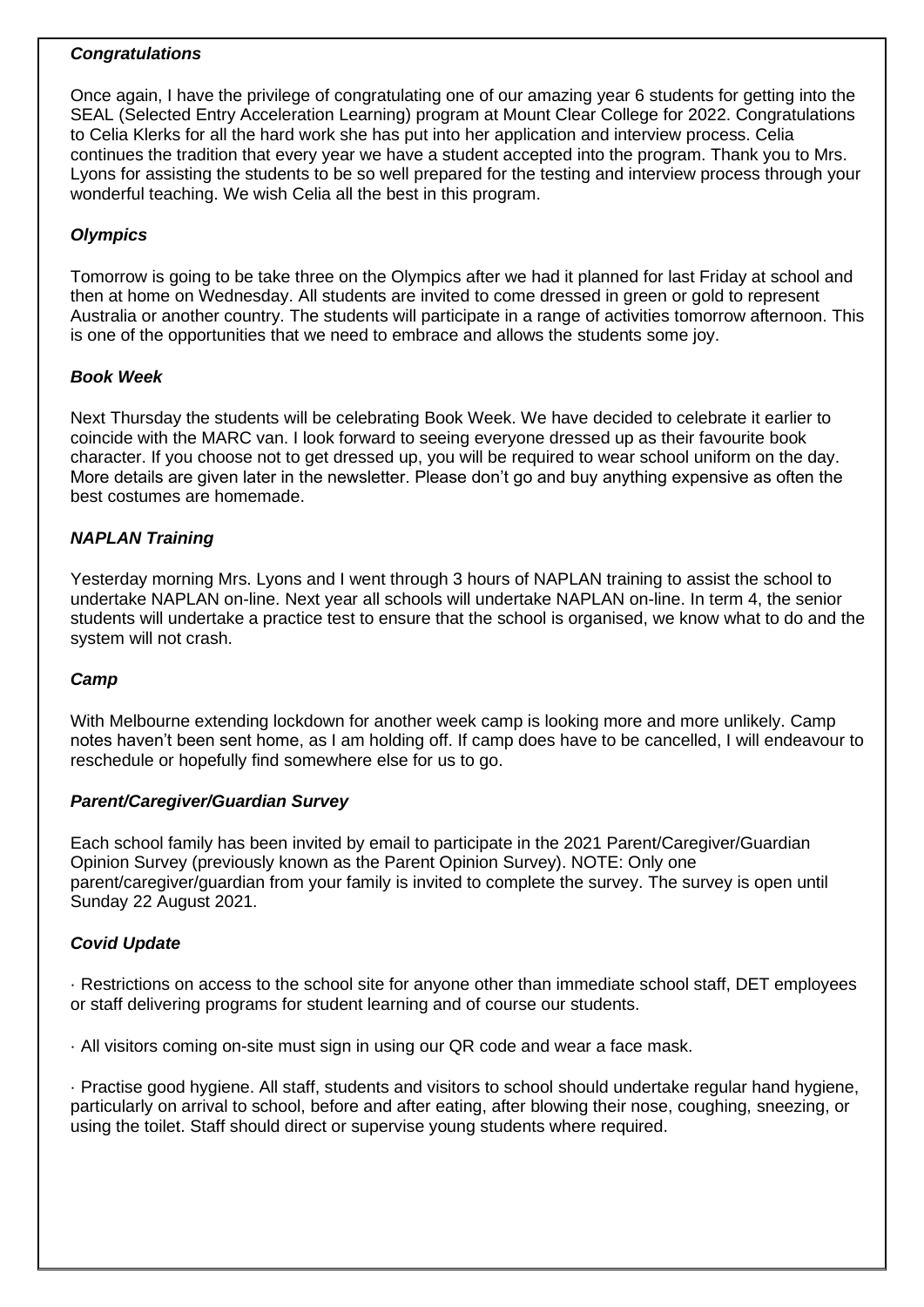***Congratulations***

Once again, I have the privilege of congratulating one of our amazing year 6 students for getting into the SEAL (Selected Entry Acceleration Learning) program at Mount Clear College for 2022. Congratulations to Celia Klerks for all the hard work she has put into her application and interview process. Celia continues the tradition that every year we have a student accepted into the program. Thank you to Mrs. Lyons for assisting the students to be so well prepared for the testing and interview process through your wonderful teaching. We wish Celia all the best in this program.

***Olympics***

Tomorrow is going to be take three on the Olympics after we had it planned for last Friday at school and then at home on Wednesday. All students are invited to come dressed in green or gold to represent Australia or another country. The students will participate in a range of activities tomorrow afternoon. This is one of the opportunities that we need to embrace and allows the students some joy.

***Book Week***

Next Thursday the students will be celebrating Book Week. We have decided to celebrate it earlier to coincide with the MARC van. I look forward to seeing everyone dressed up as their favourite book character. If you choose not to get dressed up, you will be required to wear school uniform on the day. More details are given later in the newsletter. Please don't go and buy anything expensive as often the best costumes are homemade.

***NAPLAN Training***

Yesterday morning Mrs. Lyons and I went through 3 hours of NAPLAN training to assist the school to undertake NAPLAN on-line. Next year all schools will undertake NAPLAN on-line. In term 4, the senior students will undertake a practice test to ensure that the school is organised, we know what to do and the system will not crash.

***Camp***

With Melbourne extending lockdown for another week camp is looking more and more unlikely. Camp notes haven't been sent home, as I am holding off. If camp does have to be cancelled, I will endeavour to reschedule or hopefully find somewhere else for us to go.

***Parent/Caregiver/Guardian Survey***

Each school family has been invited by email to participate in the 2021 Parent/Caregiver/Guardian Opinion Survey (previously known as the Parent Opinion Survey). NOTE: Only one parent/caregiver/guardian from your family is invited to complete the survey. The survey is open until Sunday 22 August 2021.

***Covid Update***

· Restrictions on access to the school site for anyone other than immediate school staff, DET employees or staff delivering programs for student learning and of course our students.

· All visitors coming on-site must sign in using our QR code and wear a face mask.

· Practise good hygiene. All staff, students and visitors to school should undertake regular hand hygiene, particularly on arrival to school, before and after eating, after blowing their nose, coughing, sneezing, or using the toilet. Staff should direct or supervise young students where required.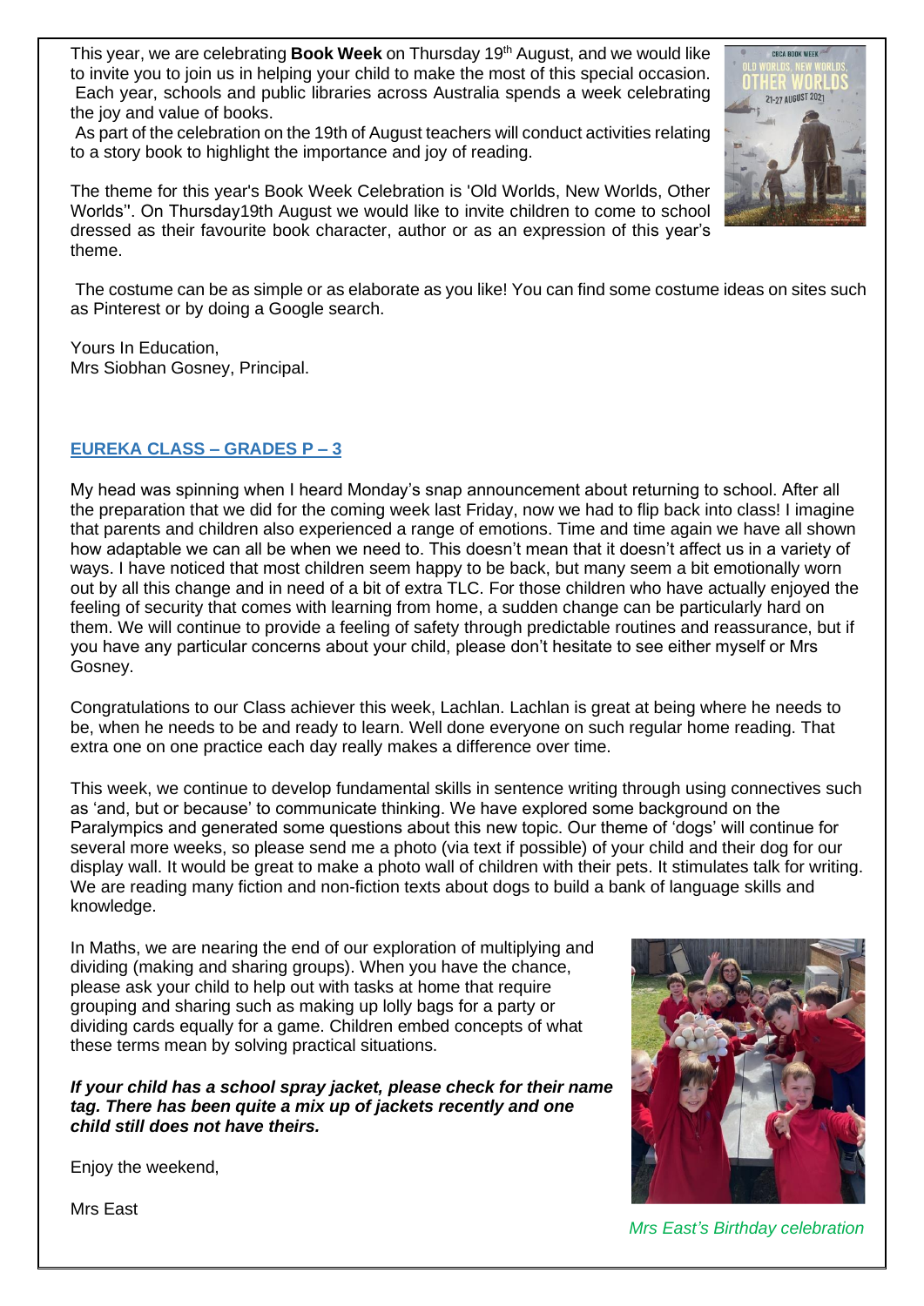This year, we are celebrating **Book Week** on Thursday 19th August, and we would like to invite you to join us in helping your child to make the most of this special occasion. Each year, schools and public libraries across Australia spends a week celebrating the joy and value of books.

As part of the celebration on the 19th of August teachers will conduct activities relating to a story book to highlight the importance and joy of reading.

The theme for this year's Book Week Celebration is 'Old Worlds, New Worlds, Other Worlds''. On Thursday19th August we would like to invite children to come to school dressed as their favourite book character, author or as an expression of this year's theme.

The costume can be as simple or as elaborate as you like! You can find some costume ideas on sites such as Pinterest or by doing a Google search.

Yours In Education,
Mrs Siobhan Gosney, Principal.

## EUREKA CLASS – GRADES P – 3

My head was spinning when I heard Monday's snap announcement about returning to school. After all the preparation that we did for the coming week last Friday, now we had to flip back into class! I imagine that parents and children also experienced a range of emotions. Time and time again we have all shown how adaptable we can all be when we need to. This doesn't mean that it doesn't affect us in a variety of ways. I have noticed that most children seem happy to be back, but many seem a bit emotionally worn out by all this change and in need of a bit of extra TLC. For those children who have actually enjoyed the feeling of security that comes with learning from home, a sudden change can be particularly hard on them. We will continue to provide a feeling of safety through predictable routines and reassurance, but if you have any particular concerns about your child, please don't hesitate to see either myself or Mrs Gosney.

Congratulations to our Class achiever this week, Lachlan. Lachlan is great at being where he needs to be, when he needs to be and ready to learn. Well done everyone on such regular home reading. That extra one on one practice each day really makes a difference over time.

This week, we continue to develop fundamental skills in sentence writing through using connectives such as 'and, but or because' to communicate thinking. We have explored some background on the Paralympics and generated some questions about this new topic. Our theme of 'dogs' will continue for several more weeks, so please send me a photo (via text if possible) of your child and their dog for our display wall. It would be great to make a photo wall of children with their pets. It stimulates talk for writing. We are reading many fiction and non-fiction texts about dogs to build a bank of language skills and knowledge.

In Maths, we are nearing the end of our exploration of multiplying and dividing (making and sharing groups). When you have the chance, please ask your child to help out with tasks at home that require grouping and sharing such as making up lolly bags for a party or dividing cards equally for a game. Children embed concepts of what these terms mean by solving practical situations.

***If your child has a school spray jacket, please check for their name tag. There has been quite a mix up of jackets recently and one child still does not have theirs.***

Enjoy the weekend,

Mrs East

*Mrs East's Birthday celebration*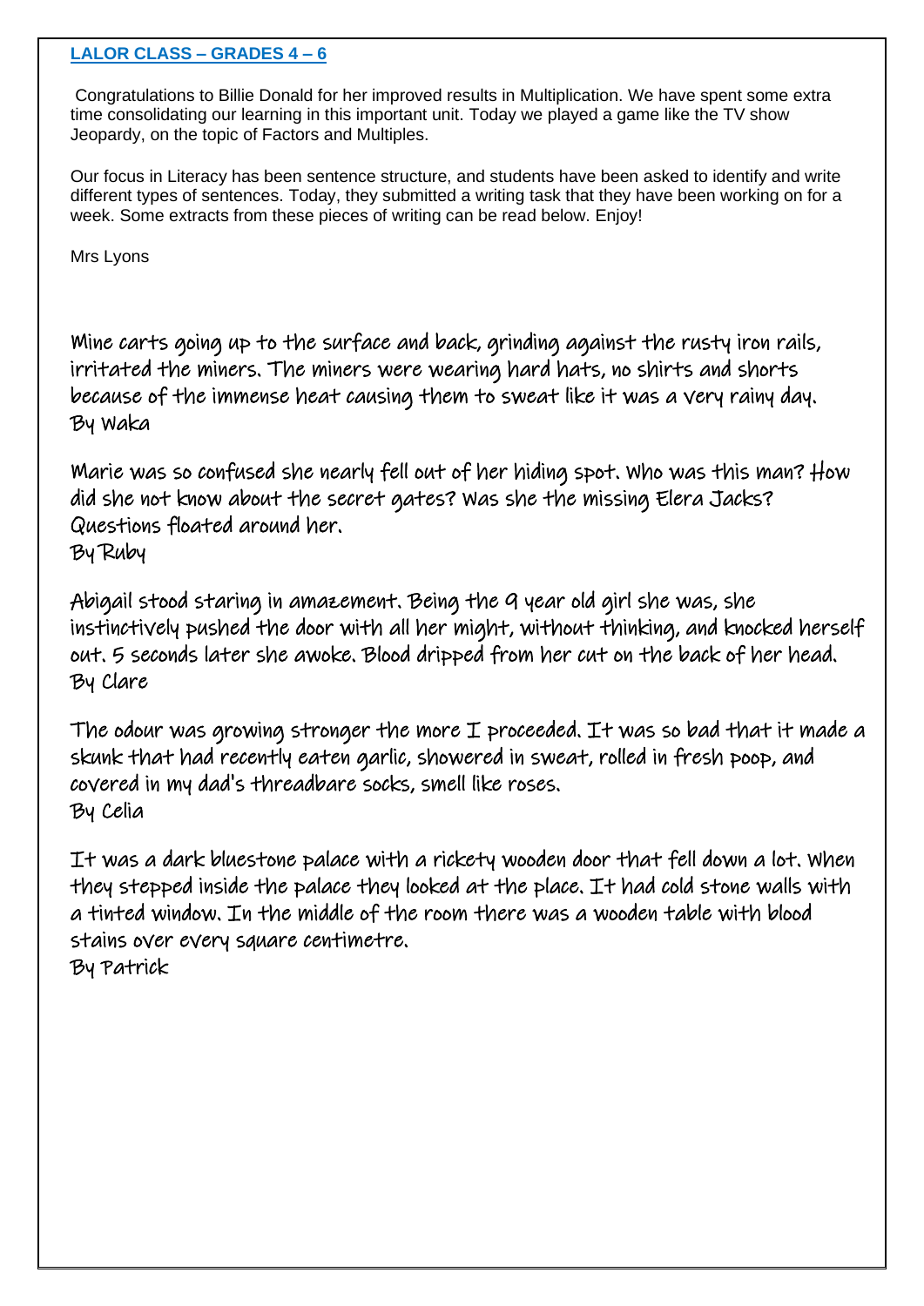## LALOR CLASS – GRADES 4 – 6

Congratulations to Billie Donald for her improved results in Multiplication. We have spent some extra time consolidating our learning in this important unit. Today we played a game like the TV show Jeopardy, on the topic of Factors and Multiples.

Our focus in Literacy has been sentence structure, and students have been asked to identify and write different types of sentences. Today, they submitted a writing task that they have been working on for a week. Some extracts from these pieces of writing can be read below. Enjoy!

Mrs Lyons

Mine carts going up to the surface and back, grinding against the rusty iron rails, irritated the miners. The miners were wearing hard hats, no shirts and shorts because of the immense heat causing them to sweat like it was a very rainy day.
By Waka

Marie was so confused she nearly fell out of her hiding spot. Who was this man? How did she not know about the secret gates? Was she the missing Elera Jacks? Questions floated around her.
By Ruby

Abigail stood staring in amazement. Being the 9 year old girl she was, she instinctively pushed the door with all her might, without thinking, and knocked herself out. 5 seconds later she awoke. Blood dripped from her cut on the back of her head.
By Clare

The odour was growing stronger the more I proceeded. It was so bad that it made a skunk that had recently eaten garlic, showered in sweat, rolled in fresh poop, and covered in my dad's threadbare socks, smell like roses.
By Celia

It was a dark bluestone palace with a rickety wooden door that fell down a lot. When they stepped inside the palace they looked at the place. It had cold stone walls with a tinted window. In the middle of the room there was a wooden table with blood stains over every square centimetre.
By Patrick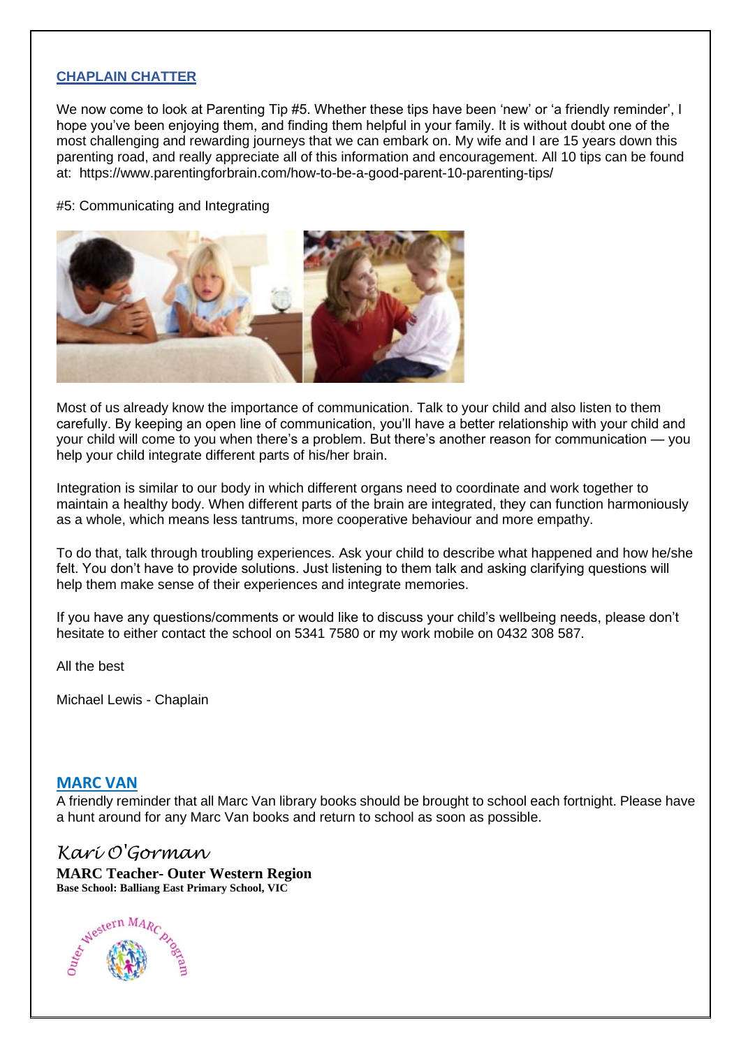## CHAPLAIN CHATTER

We now come to look at Parenting Tip #5. Whether these tips have been 'new' or 'a friendly reminder', I hope you've been enjoying them, and finding them helpful in your family. It is without doubt one of the most challenging and rewarding journeys that we can embark on. My wife and I are 15 years down this parenting road, and really appreciate all of this information and encouragement. All 10 tips can be found at: https://www.parentingforbrain.com/how-to-be-a-good-parent-10-parenting-tips/

#5: Communicating and Integrating

Most of us already know the importance of communication. Talk to your child and also listen to them carefully. By keeping an open line of communication, you'll have a better relationship with your child and your child will come to you when there's a problem. But there's another reason for communication — you help your child integrate different parts of his/her brain.

Integration is similar to our body in which different organs need to coordinate and work together to maintain a healthy body. When different parts of the brain are integrated, they can function harmoniously as a whole, which means less tantrums, more cooperative behaviour and more empathy.

To do that, talk through troubling experiences. Ask your child to describe what happened and how he/she felt. You don't have to provide solutions. Just listening to them talk and asking clarifying questions will help them make sense of their experiences and integrate memories.

If you have any questions/comments or would like to discuss your child's wellbeing needs, please don't hesitate to either contact the school on 5341 7580 or my work mobile on 0432 308 587.

All the best

Michael Lewis - Chaplain

## MARC VAN

A friendly reminder that all Marc Van library books should be brought to school each fortnight. Please have a hunt around for any Marc Van books and return to school as soon as possible.

*Kari O'Gorman*

**MARC Teacher- Outer Western Region**
**Base School: Balliang East Primary School, VIC**

Outer Western MARC program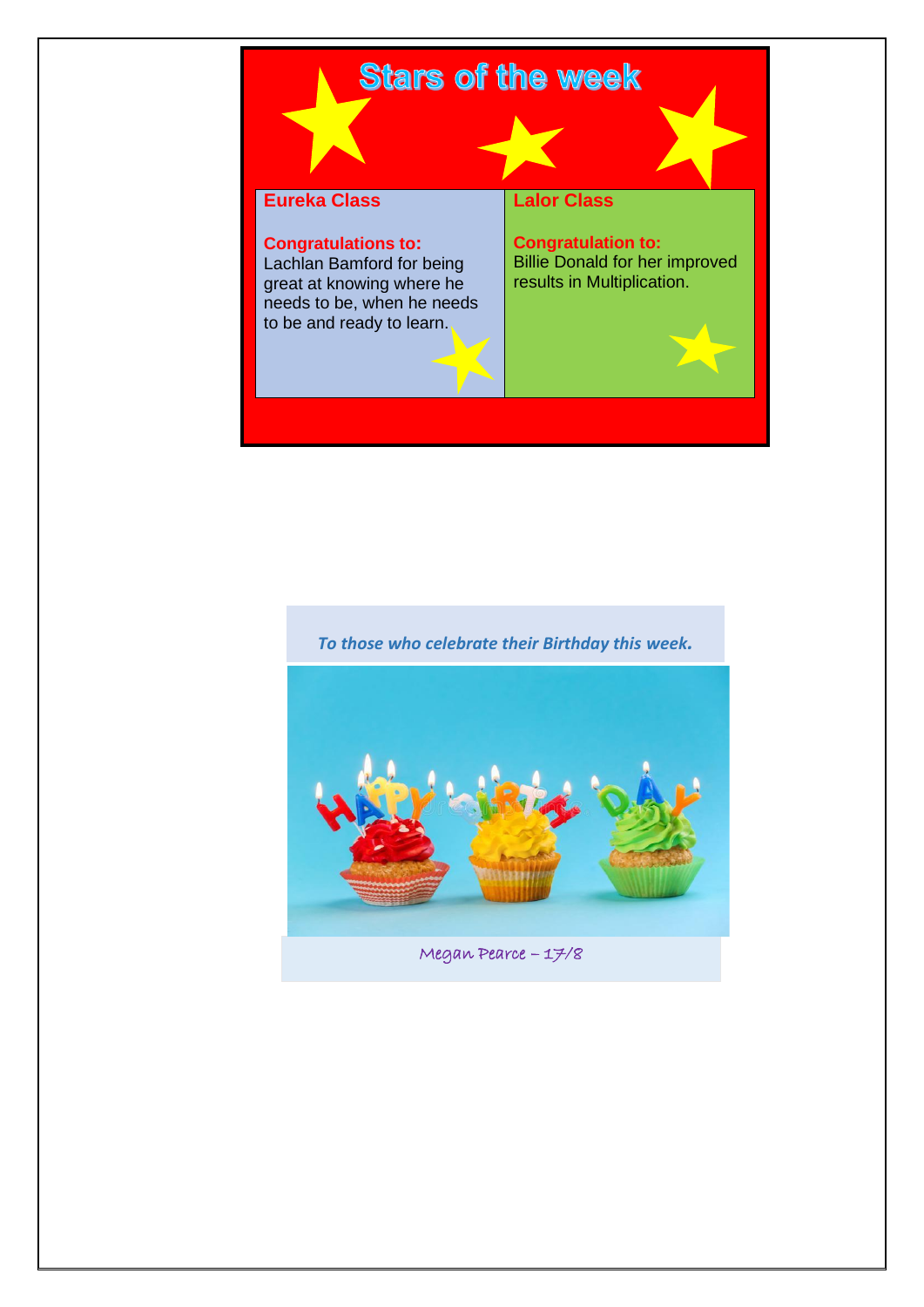# Stars of the week

## Eureka Class

**Congratulations to:**
Lachlan Bamford for being great at knowing where he needs to be, when he needs to be and ready to learn.

## Lalor Class

**Congratulation to:**
Billie Donald for her improved results in Multiplication.

*To those who celebrate their Birthday this week.*

Megan Pearce – 17/8